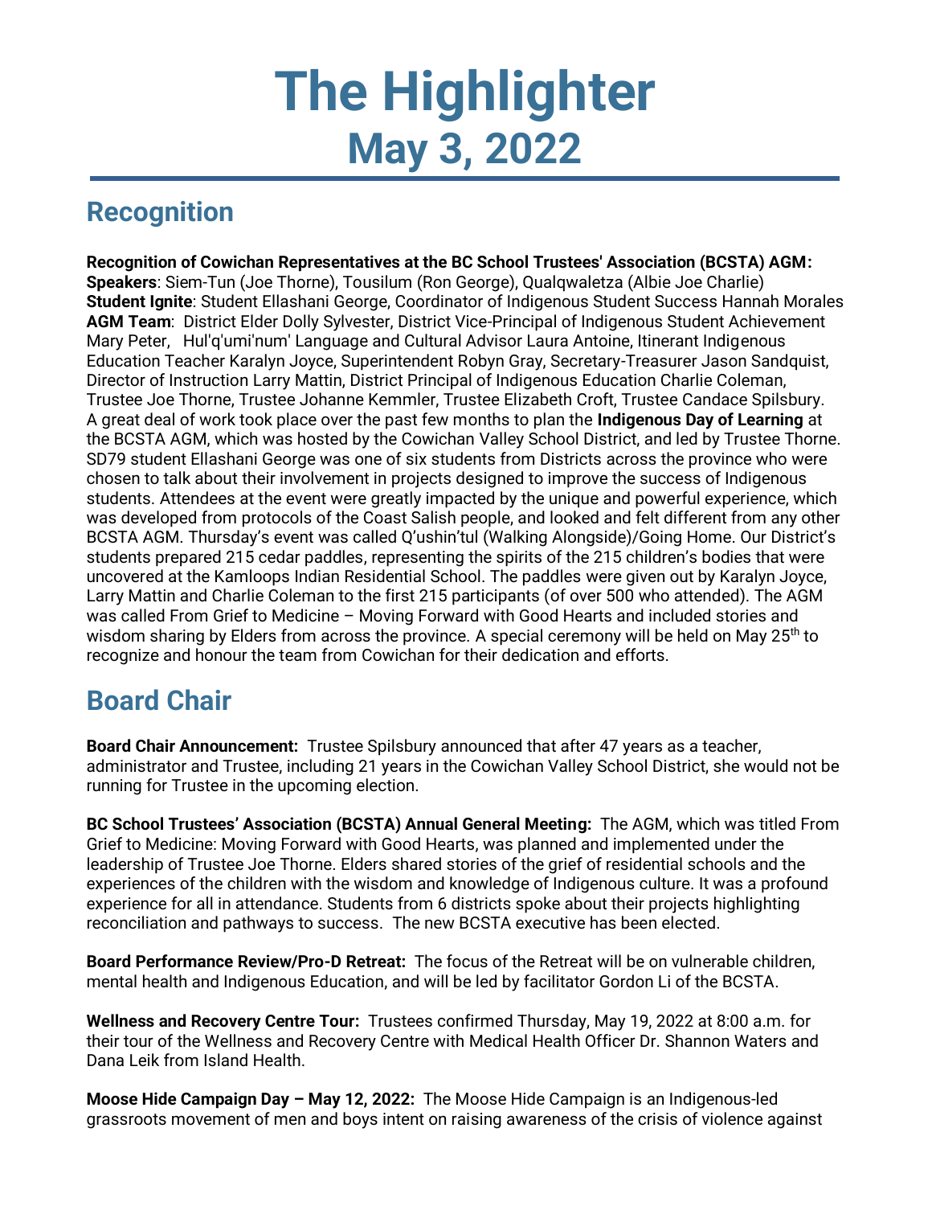# The Highlighter
# May 3, 2022

## Recognition

**Recognition of Cowichan Representatives at the BC School Trustees' Association (BCSTA) AGM:**
**Speakers**: Siem-Tun (Joe Thorne), Tousilum (Ron George), Qualqwaletza (Albie Joe Charlie)
**Student Ignite**: Student Ellashani George, Coordinator of Indigenous Student Success Hannah Morales
**AGM Team**: District Elder Dolly Sylvester, District Vice-Principal of Indigenous Student Achievement Mary Peter, Hul'q'umi'num' Language and Cultural Advisor Laura Antoine, Itinerant Indigenous Education Teacher Karalyn Joyce, Superintendent Robyn Gray, Secretary-Treasurer Jason Sandquist, Director of Instruction Larry Mattin, District Principal of Indigenous Education Charlie Coleman, Trustee Joe Thorne, Trustee Johanne Kemmler, Trustee Elizabeth Croft, Trustee Candace Spilsbury.
A great deal of work took place over the past few months to plan the **Indigenous Day of Learning** at the BCSTA AGM, which was hosted by the Cowichan Valley School District, and led by Trustee Thorne. SD79 student Ellashani George was one of six students from Districts across the province who were chosen to talk about their involvement in projects designed to improve the success of Indigenous students. Attendees at the event were greatly impacted by the unique and powerful experience, which was developed from protocols of the Coast Salish people, and looked and felt different from any other BCSTA AGM. Thursday's event was called Q'ushin'tul (Walking Alongside)/Going Home. Our District's students prepared 215 cedar paddles, representing the spirits of the 215 children's bodies that were uncovered at the Kamloops Indian Residential School. The paddles were given out by Karalyn Joyce, Larry Mattin and Charlie Coleman to the first 215 participants (of over 500 who attended). The AGM was called From Grief to Medicine – Moving Forward with Good Hearts and included stories and wisdom sharing by Elders from across the province. A special ceremony will be held on May 25th to recognize and honour the team from Cowichan for their dedication and efforts.

## Board Chair

**Board Chair Announcement:** Trustee Spilsbury announced that after 47 years as a teacher, administrator and Trustee, including 21 years in the Cowichan Valley School District, she would not be running for Trustee in the upcoming election.

**BC School Trustees' Association (BCSTA) Annual General Meeting:** The AGM, which was titled From Grief to Medicine: Moving Forward with Good Hearts, was planned and implemented under the leadership of Trustee Joe Thorne. Elders shared stories of the grief of residential schools and the experiences of the children with the wisdom and knowledge of Indigenous culture. It was a profound experience for all in attendance. Students from 6 districts spoke about their projects highlighting reconciliation and pathways to success. The new BCSTA executive has been elected.

**Board Performance Review/Pro-D Retreat:** The focus of the Retreat will be on vulnerable children, mental health and Indigenous Education, and will be led by facilitator Gordon Li of the BCSTA.

**Wellness and Recovery Centre Tour:** Trustees confirmed Thursday, May 19, 2022 at 8:00 a.m. for their tour of the Wellness and Recovery Centre with Medical Health Officer Dr. Shannon Waters and Dana Leik from Island Health.

**Moose Hide Campaign Day – May 12, 2022:** The Moose Hide Campaign is an Indigenous-led grassroots movement of men and boys intent on raising awareness of the crisis of violence against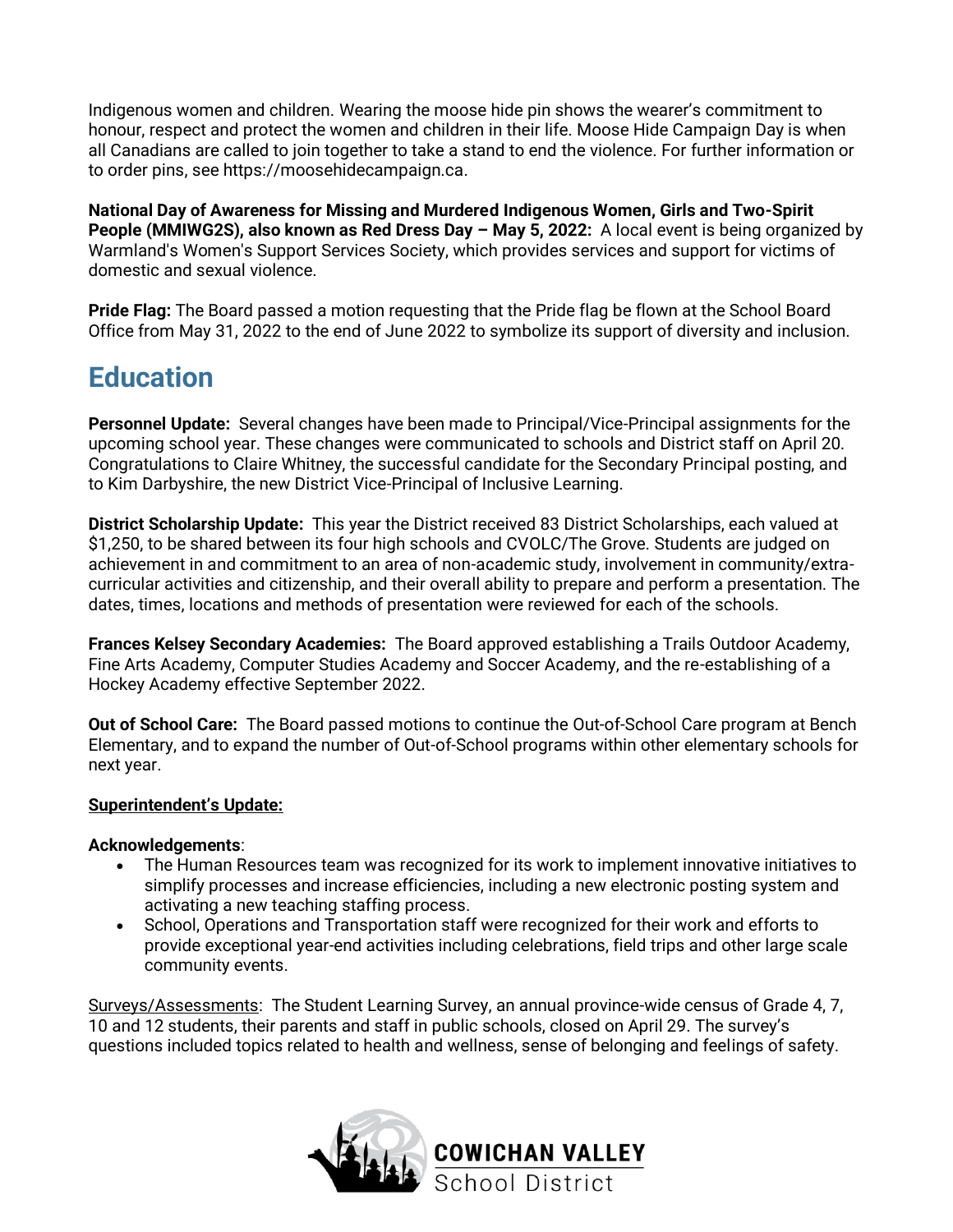Indigenous women and children. Wearing the moose hide pin shows the wearer's commitment to honour, respect and protect the women and children in their life. Moose Hide Campaign Day is when all Canadians are called to join together to take a stand to end the violence. For further information or to order pins, see https://moosehidecampaign.ca.

**National Day of Awareness for Missing and Murdered Indigenous Women, Girls and Two-Spirit People (MMIWG2S), also known as Red Dress Day – May 5, 2022:** A local event is being organized by Warmland's Women's Support Services Society, which provides services and support for victims of domestic and sexual violence.

**Pride Flag:** The Board passed a motion requesting that the Pride flag be flown at the School Board Office from May 31, 2022 to the end of June 2022 to symbolize its support of diversity and inclusion.

## Education

**Personnel Update:** Several changes have been made to Principal/Vice-Principal assignments for the upcoming school year. These changes were communicated to schools and District staff on April 20. Congratulations to Claire Whitney, the successful candidate for the Secondary Principal posting, and to Kim Darbyshire, the new District Vice-Principal of Inclusive Learning.

**District Scholarship Update:** This year the District received 83 District Scholarships, each valued at $1,250, to be shared between its four high schools and CVOLC/The Grove. Students are judged on achievement in and commitment to an area of non-academic study, involvement in community/extra-curricular activities and citizenship, and their overall ability to prepare and perform a presentation. The dates, times, locations and methods of presentation were reviewed for each of the schools.

**Frances Kelsey Secondary Academies:** The Board approved establishing a Trails Outdoor Academy, Fine Arts Academy, Computer Studies Academy and Soccer Academy, and the re-establishing of a Hockey Academy effective September 2022.

**Out of School Care:** The Board passed motions to continue the Out-of-School Care program at Bench Elementary, and to expand the number of Out-of-School programs within other elementary schools for next year.

**Superintendent's Update:**

**Acknowledgements**:

- The Human Resources team was recognized for its work to implement innovative initiatives to simplify processes and increase efficiencies, including a new electronic posting system and activating a new teaching staffing process.
- School, Operations and Transportation staff were recognized for their work and efforts to provide exceptional year-end activities including celebrations, field trips and other large scale community events.

Surveys/Assessments: The Student Learning Survey, an annual province-wide census of Grade 4, 7, 10 and 12 students, their parents and staff in public schools, closed on April 29. The survey's questions included topics related to health and wellness, sense of belonging and feelings of safety.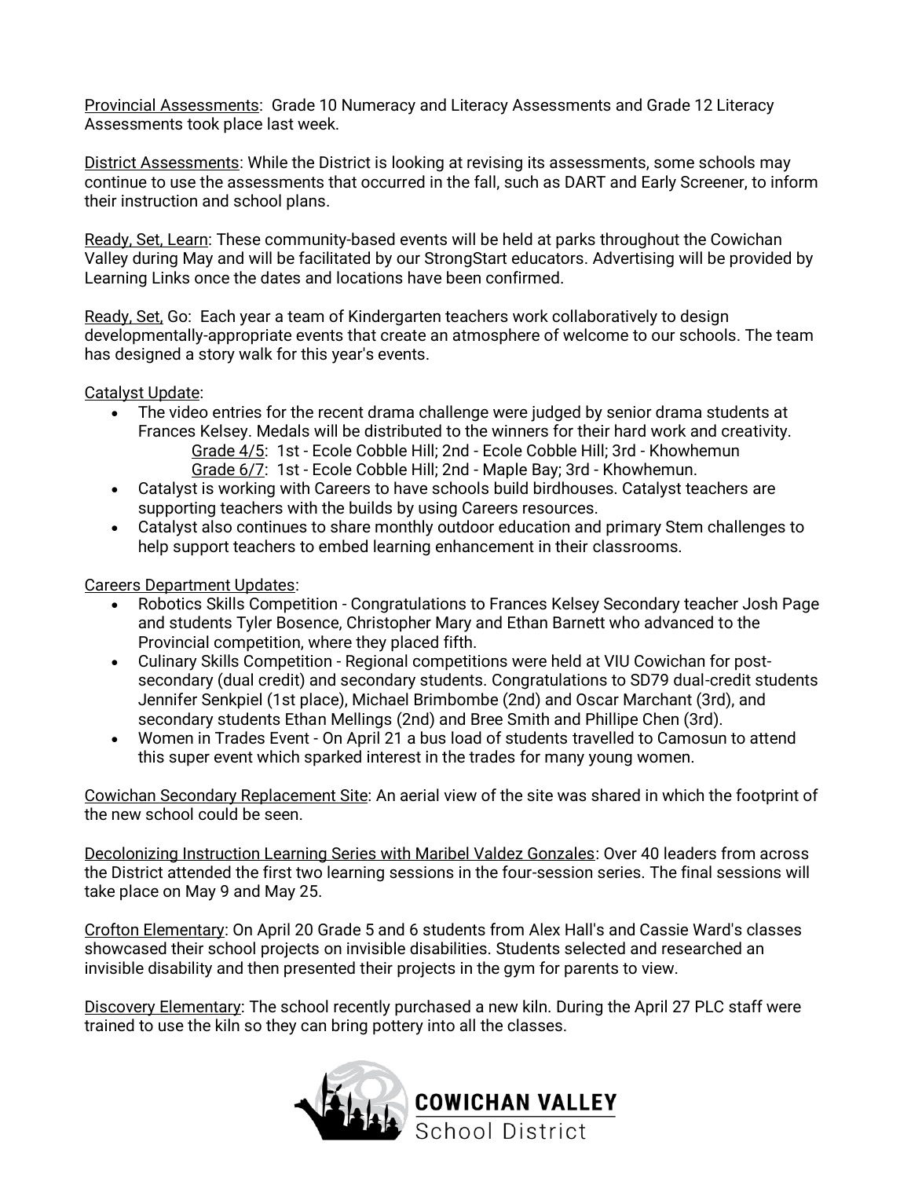Provincial Assessments: Grade 10 Numeracy and Literacy Assessments and Grade 12 Literacy Assessments took place last week.

District Assessments: While the District is looking at revising its assessments, some schools may continue to use the assessments that occurred in the fall, such as DART and Early Screener, to inform their instruction and school plans.

Ready, Set, Learn: These community-based events will be held at parks throughout the Cowichan Valley during May and will be facilitated by our StrongStart educators. Advertising will be provided by Learning Links once the dates and locations have been confirmed.

Ready, Set, Go: Each year a team of Kindergarten teachers work collaboratively to design developmentally-appropriate events that create an atmosphere of welcome to our schools. The team has designed a story walk for this year's events.

Catalyst Update:

- The video entries for the recent drama challenge were judged by senior drama students at Frances Kelsey. Medals will be distributed to the winners for their hard work and creativity.
  - Grade 4/5: 1st - Ecole Cobble Hill; 2nd - Ecole Cobble Hill; 3rd - Khowhemun
  - Grade 6/7: 1st - Ecole Cobble Hill; 2nd - Maple Bay; 3rd - Khowhemun.
- Catalyst is working with Careers to have schools build birdhouses. Catalyst teachers are supporting teachers with the builds by using Careers resources.
- Catalyst also continues to share monthly outdoor education and primary Stem challenges to help support teachers to embed learning enhancement in their classrooms.

Careers Department Updates:

- Robotics Skills Competition - Congratulations to Frances Kelsey Secondary teacher Josh Page and students Tyler Bosence, Christopher Mary and Ethan Barnett who advanced to the Provincial competition, where they placed fifth.
- Culinary Skills Competition - Regional competitions were held at VIU Cowichan for post-secondary (dual credit) and secondary students. Congratulations to SD79 dual-credit students Jennifer Senkpiel (1st place), Michael Brimbombe (2nd) and Oscar Marchant (3rd), and secondary students Ethan Mellings (2nd) and Bree Smith and Phillipe Chen (3rd).
- Women in Trades Event - On April 21 a bus load of students travelled to Camosun to attend this super event which sparked interest in the trades for many young women.

Cowichan Secondary Replacement Site: An aerial view of the site was shared in which the footprint of the new school could be seen.

Decolonizing Instruction Learning Series with Maribel Valdez Gonzales: Over 40 leaders from across the District attended the first two learning sessions in the four-session series. The final sessions will take place on May 9 and May 25.

Crofton Elementary: On April 20 Grade 5 and 6 students from Alex Hall's and Cassie Ward's classes showcased their school projects on invisible disabilities. Students selected and researched an invisible disability and then presented their projects in the gym for parents to view.

Discovery Elementary: The school recently purchased a new kiln. During the April 27 PLC staff were trained to use the kiln so they can bring pottery into all the classes.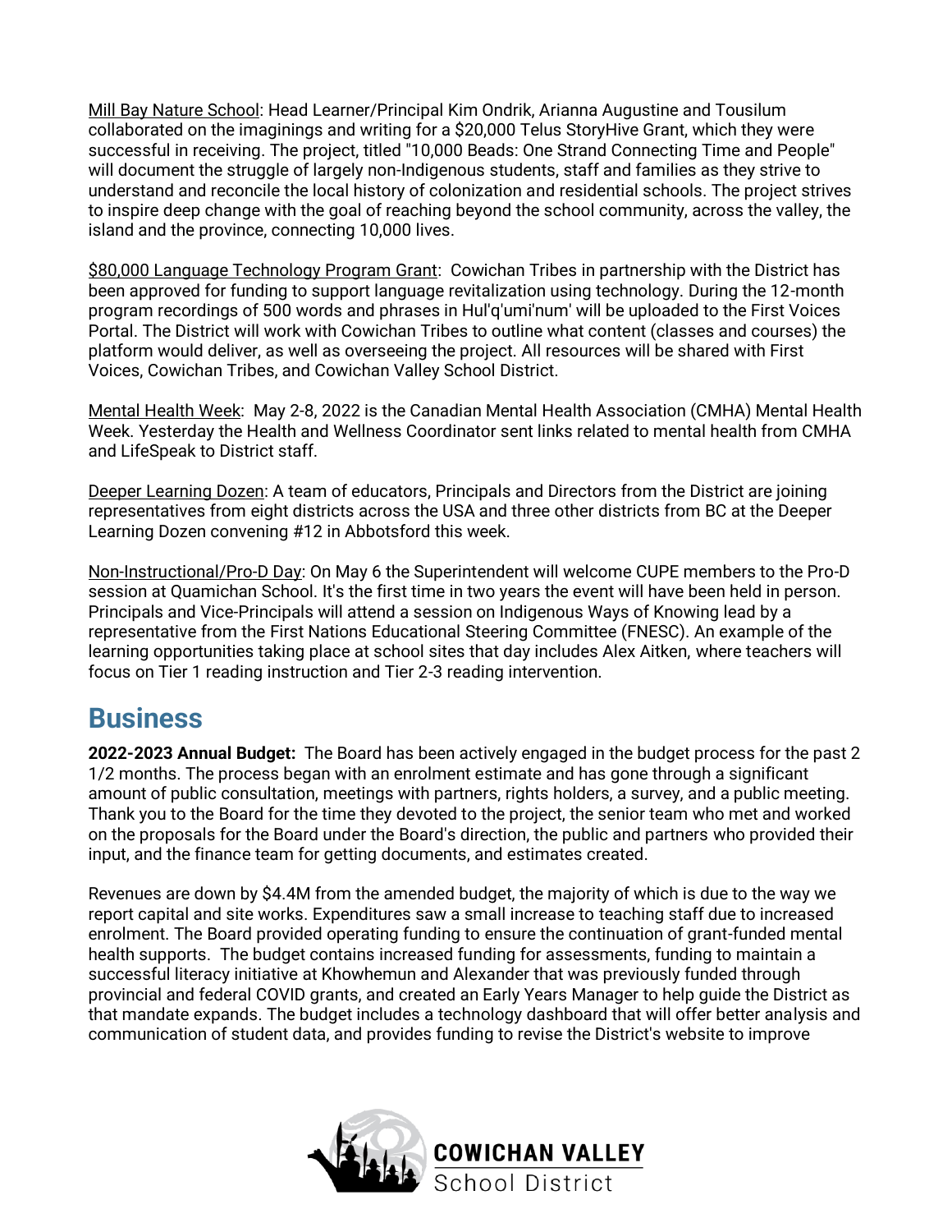Mill Bay Nature School: Head Learner/Principal Kim Ondrik, Arianna Augustine and Tousilum collaborated on the imaginings and writing for a $20,000 Telus StoryHive Grant, which they were successful in receiving. The project, titled "10,000 Beads: One Strand Connecting Time and People" will document the struggle of largely non-Indigenous students, staff and families as they strive to understand and reconcile the local history of colonization and residential schools. The project strives to inspire deep change with the goal of reaching beyond the school community, across the valley, the island and the province, connecting 10,000 lives.

$80,000 Language Technology Program Grant: Cowichan Tribes in partnership with the District has been approved for funding to support language revitalization using technology. During the 12-month program recordings of 500 words and phrases in Hul'q'umi'num' will be uploaded to the First Voices Portal. The District will work with Cowichan Tribes to outline what content (classes and courses) the platform would deliver, as well as overseeing the project. All resources will be shared with First Voices, Cowichan Tribes, and Cowichan Valley School District.

Mental Health Week: May 2-8, 2022 is the Canadian Mental Health Association (CMHA) Mental Health Week. Yesterday the Health and Wellness Coordinator sent links related to mental health from CMHA and LifeSpeak to District staff.

Deeper Learning Dozen: A team of educators, Principals and Directors from the District are joining representatives from eight districts across the USA and three other districts from BC at the Deeper Learning Dozen convening #12 in Abbotsford this week.

Non-Instructional/Pro-D Day: On May 6 the Superintendent will welcome CUPE members to the Pro-D session at Quamichan School. It's the first time in two years the event will have been held in person. Principals and Vice-Principals will attend a session on Indigenous Ways of Knowing lead by a representative from the First Nations Educational Steering Committee (FNESC). An example of the learning opportunities taking place at school sites that day includes Alex Aitken, where teachers will focus on Tier 1 reading instruction and Tier 2-3 reading intervention.

# Business

**2022-2023 Annual Budget:** The Board has been actively engaged in the budget process for the past 2 1/2 months. The process began with an enrolment estimate and has gone through a significant amount of public consultation, meetings with partners, rights holders, a survey, and a public meeting. Thank you to the Board for the time they devoted to the project, the senior team who met and worked on the proposals for the Board under the Board's direction, the public and partners who provided their input, and the finance team for getting documents, and estimates created.

Revenues are down by $4.4M from the amended budget, the majority of which is due to the way we report capital and site works. Expenditures saw a small increase to teaching staff due to increased enrolment. The Board provided operating funding to ensure the continuation of grant-funded mental health supports. The budget contains increased funding for assessments, funding to maintain a successful literacy initiative at Khowhemun and Alexander that was previously funded through provincial and federal COVID grants, and created an Early Years Manager to help guide the District as that mandate expands. The budget includes a technology dashboard that will offer better analysis and communication of student data, and provides funding to revise the District's website to improve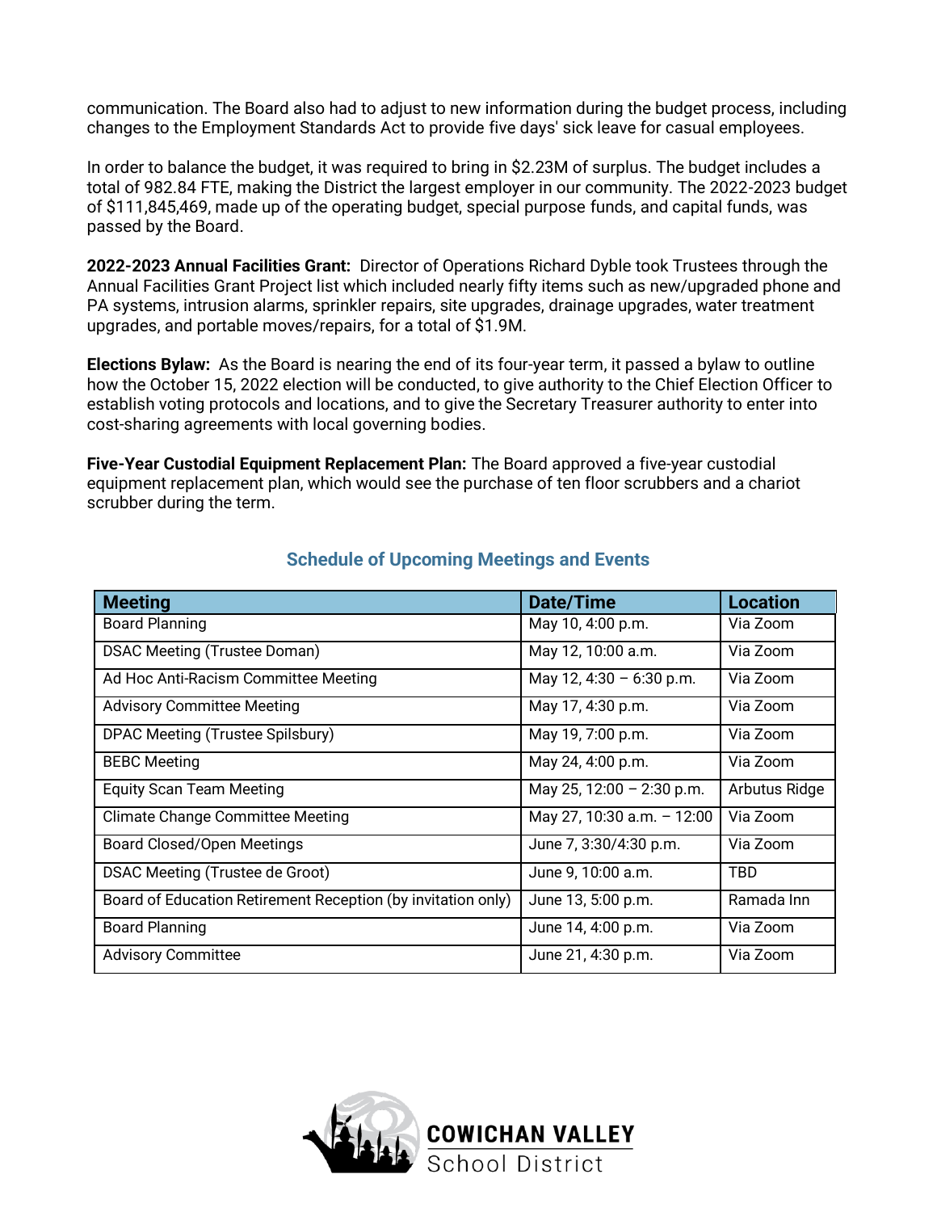communication. The Board also had to adjust to new information during the budget process, including changes to the Employment Standards Act to provide five days' sick leave for casual employees.

In order to balance the budget, it was required to bring in $2.23M of surplus. The budget includes a total of 982.84 FTE, making the District the largest employer in our community. The 2022-2023 budget of $111,845,469, made up of the operating budget, special purpose funds, and capital funds, was passed by the Board.

**2022-2023 Annual Facilities Grant:** Director of Operations Richard Dyble took Trustees through the Annual Facilities Grant Project list which included nearly fifty items such as new/upgraded phone and PA systems, intrusion alarms, sprinkler repairs, site upgrades, drainage upgrades, water treatment upgrades, and portable moves/repairs, for a total of $1.9M.

**Elections Bylaw:** As the Board is nearing the end of its four-year term, it passed a bylaw to outline how the October 15, 2022 election will be conducted, to give authority to the Chief Election Officer to establish voting protocols and locations, and to give the Secretary Treasurer authority to enter into cost-sharing agreements with local governing bodies.

**Five-Year Custodial Equipment Replacement Plan:** The Board approved a five-year custodial equipment replacement plan, which would see the purchase of ten floor scrubbers and a chariot scrubber during the term.

## Schedule of Upcoming Meetings and Events

| Meeting | Date/Time | Location |
|---|---|---|
| Board Planning | May 10, 4:00 p.m. | Via Zoom |
| DSAC Meeting (Trustee Doman) | May 12, 10:00 a.m. | Via Zoom |
| Ad Hoc Anti-Racism Committee Meeting | May 12, 4:30 – 6:30 p.m. | Via Zoom |
| Advisory Committee Meeting | May 17, 4:30 p.m. | Via Zoom |
| DPAC Meeting (Trustee Spilsbury) | May 19, 7:00 p.m. | Via Zoom |
| BEBC Meeting | May 24, 4:00 p.m. | Via Zoom |
| Equity Scan Team Meeting | May 25, 12:00 – 2:30 p.m. | Arbutus Ridge |
| Climate Change Committee Meeting | May 27, 10:30 a.m. – 12:00 | Via Zoom |
| Board Closed/Open Meetings | June 7, 3:30/4:30 p.m. | Via Zoom |
| DSAC Meeting (Trustee de Groot) | June 9, 10:00 a.m. | TBD |
| Board of Education Retirement Reception (by invitation only) | June 13, 5:00 p.m. | Ramada Inn |
| Board Planning | June 14, 4:00 p.m. | Via Zoom |
| Advisory Committee | June 21, 4:30 p.m. | Via Zoom |

COWICHAN VALLEY School District